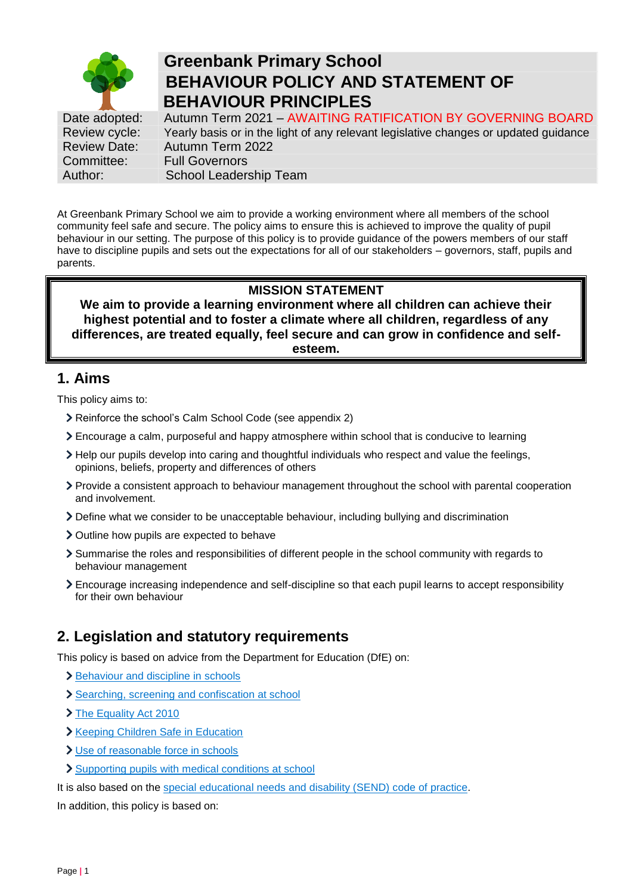# Greenbank Primary School

# BEHAVIOUR POLICY AND STATEMENT OF BEHAVIOUR PRINCIPLES

| | |
|---|---|
| Date adopted: | Autumn Term 2021 – AWAITING RATIFICATION BY GOVERNING BOARD |
| Review cycle: | Yearly basis or in the light of any relevant legislative changes or updated guidance |
| Review Date: | Autumn Term 2022 |
| Committee: | Full Governors |
| Author: | School Leadership Team |

At Greenbank Primary School we aim to provide a working environment where all members of the school community feel safe and secure. The policy aims to ensure this is achieved to improve the quality of pupil behaviour in our setting. The purpose of this policy is to provide guidance of the powers members of our staff have to discipline pupils and sets out the expectations for all of our stakeholders – governors, staff, pupils and parents.

**MISSION STATEMENT**

**We aim to provide a learning environment where all children can achieve their highest potential and to foster a climate where all children, regardless of any differences, are treated equally, feel secure and can grow in confidence and self-esteem.**

## 1. Aims

This policy aims to:

- Reinforce the school's Calm School Code (see appendix 2)
- Encourage a calm, purposeful and happy atmosphere within school that is conducive to learning
- Help our pupils develop into caring and thoughtful individuals who respect and value the feelings, opinions, beliefs, property and differences of others
- Provide a consistent approach to behaviour management throughout the school with parental cooperation and involvement.
- Define what we consider to be unacceptable behaviour, including bullying and discrimination
- Outline how pupils are expected to behave
- Summarise the roles and responsibilities of different people in the school community with regards to behaviour management
- Encourage increasing independence and self-discipline so that each pupil learns to accept responsibility for their own behaviour

## 2. Legislation and statutory requirements

This policy is based on advice from the Department for Education (DfE) on:

- Behaviour and discipline in schools
- Searching, screening and confiscation at school
- The Equality Act 2010
- Keeping Children Safe in Education
- Use of reasonable force in schools
- Supporting pupils with medical conditions at school

It is also based on the special educational needs and disability (SEND) code of practice.

In addition, this policy is based on: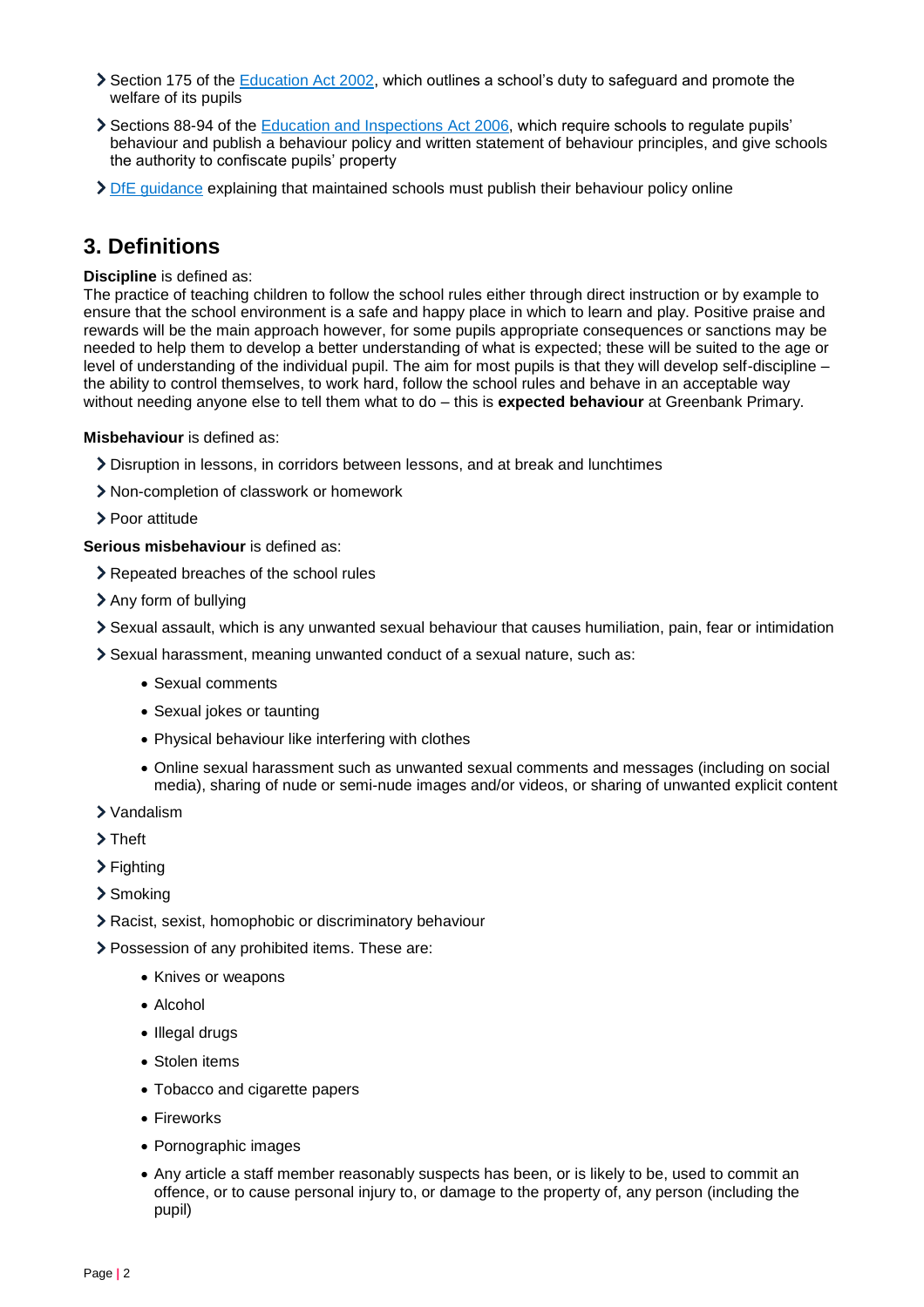- Section 175 of the [Education Act 2002](), which outlines a school's duty to safeguard and promote the welfare of its pupils
- Sections 88-94 of the [Education and Inspections Act 2006](), which require schools to regulate pupils' behaviour and publish a behaviour policy and written statement of behaviour principles, and give schools the authority to confiscate pupils' property
- [DfE guidance]() explaining that maintained schools must publish their behaviour policy online

## 3. Definitions

**Discipline** is defined as:
The practice of teaching children to follow the school rules either through direct instruction or by example to ensure that the school environment is a safe and happy place in which to learn and play. Positive praise and rewards will be the main approach however, for some pupils appropriate consequences or sanctions may be needed to help them to develop a better understanding of what is expected; these will be suited to the age or level of understanding of the individual pupil. The aim for most pupils is that they will develop self-discipline – the ability to control themselves, to work hard, follow the school rules and behave in an acceptable way without needing anyone else to tell them what to do – this is **expected behaviour** at Greenbank Primary.

**Misbehaviour** is defined as:

- Disruption in lessons, in corridors between lessons, and at break and lunchtimes
- Non-completion of classwork or homework
- Poor attitude

**Serious misbehaviour** is defined as:

- Repeated breaches of the school rules
- Any form of bullying
- Sexual assault, which is any unwanted sexual behaviour that causes humiliation, pain, fear or intimidation
- Sexual harassment, meaning unwanted conduct of a sexual nature, such as:
    - Sexual comments
    - Sexual jokes or taunting
    - Physical behaviour like interfering with clothes
    - Online sexual harassment such as unwanted sexual comments and messages (including on social media), sharing of nude or semi-nude images and/or videos, or sharing of unwanted explicit content
- Vandalism
- Theft
- Fighting
- Smoking
- Racist, sexist, homophobic or discriminatory behaviour
- Possession of any prohibited items. These are:
    - Knives or weapons
    - Alcohol
    - Illegal drugs
    - Stolen items
    - Tobacco and cigarette papers
    - Fireworks
    - Pornographic images
    - Any article a staff member reasonably suspects has been, or is likely to be, used to commit an offence, or to cause personal injury to, or damage to the property of, any person (including the pupil)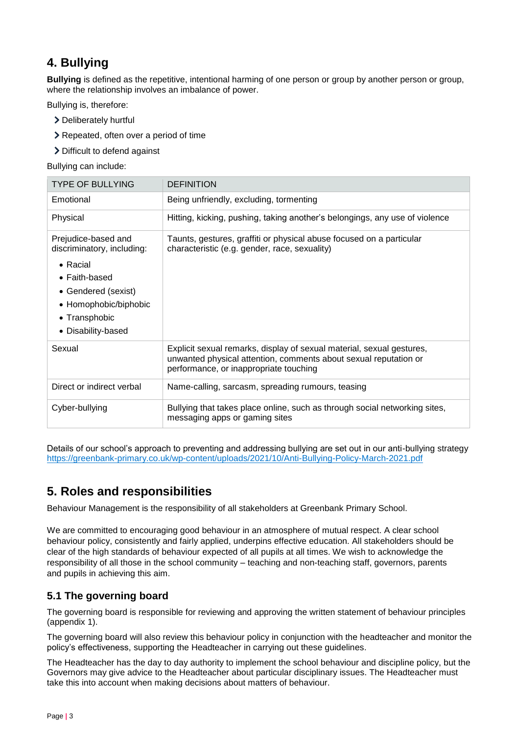## 4. Bullying

**Bullying** is defined as the repetitive, intentional harming of one person or group by another person or group, where the relationship involves an imbalance of power.

Bullying is, therefore:

- Deliberately hurtful
- Repeated, often over a period of time
- Difficult to defend against

Bullying can include:

| TYPE OF BULLYING | DEFINITION |
| --- | --- |
| Emotional | Being unfriendly, excluding, tormenting |
| Physical | Hitting, kicking, pushing, taking another's belongings, any use of violence |
| Prejudice-based and discriminatory, including:<br>• Racial<br>• Faith-based<br>• Gendered (sexist)<br>• Homophobic/biphobic<br>• Transphobic<br>• Disability-based | Taunts, gestures, graffiti or physical abuse focused on a particular characteristic (e.g. gender, race, sexuality) |
| Sexual | Explicit sexual remarks, display of sexual material, sexual gestures, unwanted physical attention, comments about sexual reputation or performance, or inappropriate touching |
| Direct or indirect verbal | Name-calling, sarcasm, spreading rumours, teasing |
| Cyber-bullying | Bullying that takes place online, such as through social networking sites, messaging apps or gaming sites |

Details of our school's approach to preventing and addressing bullying are set out in our anti-bullying strategy https://greenbank-primary.co.uk/wp-content/uploads/2021/10/Anti-Bullying-Policy-March-2021.pdf

## 5. Roles and responsibilities

Behaviour Management is the responsibility of all stakeholders at Greenbank Primary School.

We are committed to encouraging good behaviour in an atmosphere of mutual respect. A clear school behaviour policy, consistently and fairly applied, underpins effective education. All stakeholders should be clear of the high standards of behaviour expected of all pupils at all times. We wish to acknowledge the responsibility of all those in the school community – teaching and non-teaching staff, governors, parents and pupils in achieving this aim.

### 5.1 The governing board

The governing board is responsible for reviewing and approving the written statement of behaviour principles (appendix 1).

The governing board will also review this behaviour policy in conjunction with the headteacher and monitor the policy's effectiveness, supporting the Headteacher in carrying out these guidelines.

The Headteacher has the day to day authority to implement the school behaviour and discipline policy, but the Governors may give advice to the Headteacher about particular disciplinary issues. The Headteacher must take this into account when making decisions about matters of behaviour.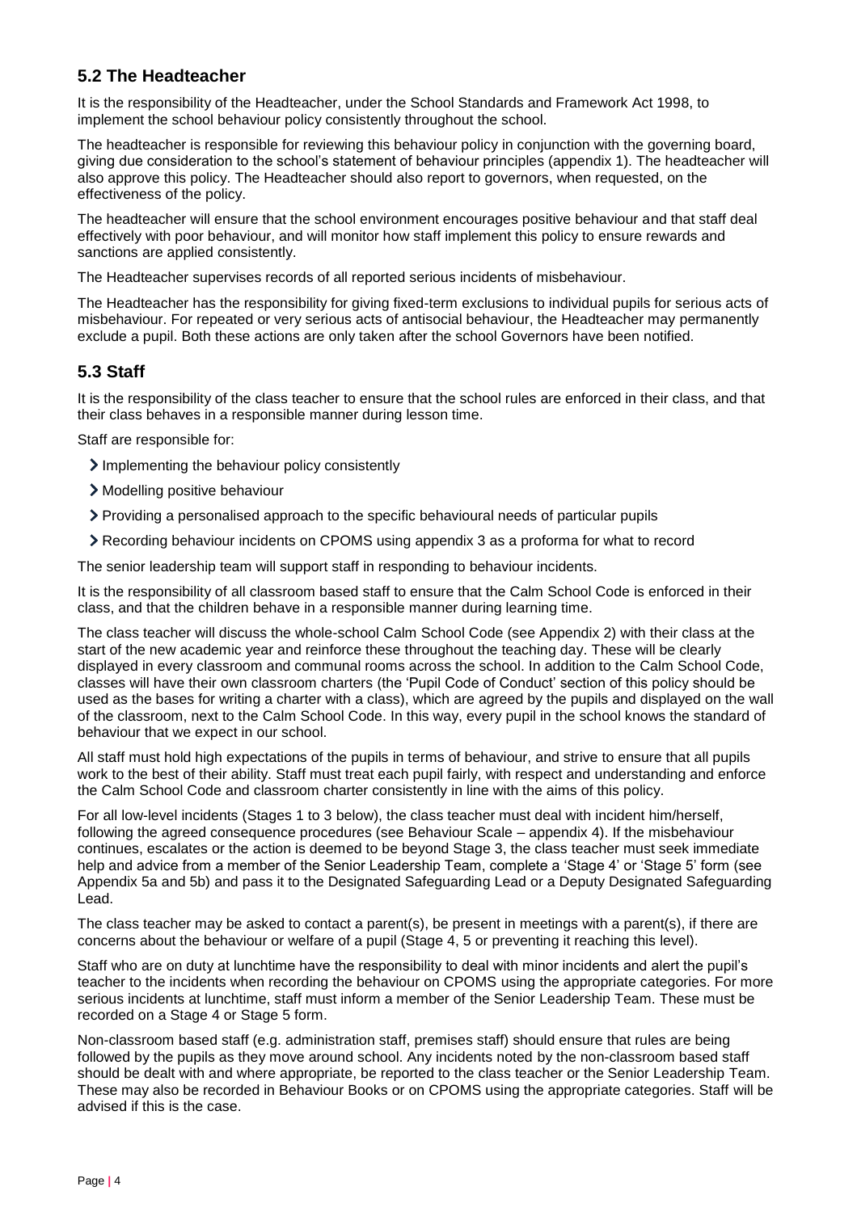## 5.2 The Headteacher

It is the responsibility of the Headteacher, under the School Standards and Framework Act 1998, to implement the school behaviour policy consistently throughout the school.

The headteacher is responsible for reviewing this behaviour policy in conjunction with the governing board, giving due consideration to the school's statement of behaviour principles (appendix 1). The headteacher will also approve this policy. The Headteacher should also report to governors, when requested, on the effectiveness of the policy.

The headteacher will ensure that the school environment encourages positive behaviour and that staff deal effectively with poor behaviour, and will monitor how staff implement this policy to ensure rewards and sanctions are applied consistently.

The Headteacher supervises records of all reported serious incidents of misbehaviour.

The Headteacher has the responsibility for giving fixed-term exclusions to individual pupils for serious acts of misbehaviour. For repeated or very serious acts of antisocial behaviour, the Headteacher may permanently exclude a pupil. Both these actions are only taken after the school Governors have been notified.

## 5.3 Staff

It is the responsibility of the class teacher to ensure that the school rules are enforced in their class, and that their class behaves in a responsible manner during lesson time.

Staff are responsible for:

- Implementing the behaviour policy consistently
- Modelling positive behaviour
- Providing a personalised approach to the specific behavioural needs of particular pupils
- Recording behaviour incidents on CPOMS using appendix 3 as a proforma for what to record

The senior leadership team will support staff in responding to behaviour incidents.

It is the responsibility of all classroom based staff to ensure that the Calm School Code is enforced in their class, and that the children behave in a responsible manner during learning time.

The class teacher will discuss the whole-school Calm School Code (see Appendix 2) with their class at the start of the new academic year and reinforce these throughout the teaching day. These will be clearly displayed in every classroom and communal rooms across the school. In addition to the Calm School Code, classes will have their own classroom charters (the 'Pupil Code of Conduct' section of this policy should be used as the bases for writing a charter with a class), which are agreed by the pupils and displayed on the wall of the classroom, next to the Calm School Code. In this way, every pupil in the school knows the standard of behaviour that we expect in our school.

All staff must hold high expectations of the pupils in terms of behaviour, and strive to ensure that all pupils work to the best of their ability. Staff must treat each pupil fairly, with respect and understanding and enforce the Calm School Code and classroom charter consistently in line with the aims of this policy.

For all low-level incidents (Stages 1 to 3 below), the class teacher must deal with incident him/herself, following the agreed consequence procedures (see Behaviour Scale – appendix 4). If the misbehaviour continues, escalates or the action is deemed to be beyond Stage 3, the class teacher must seek immediate help and advice from a member of the Senior Leadership Team, complete a 'Stage 4' or 'Stage 5' form (see Appendix 5a and 5b) and pass it to the Designated Safeguarding Lead or a Deputy Designated Safeguarding Lead.

The class teacher may be asked to contact a parent(s), be present in meetings with a parent(s), if there are concerns about the behaviour or welfare of a pupil (Stage 4, 5 or preventing it reaching this level).

Staff who are on duty at lunchtime have the responsibility to deal with minor incidents and alert the pupil's teacher to the incidents when recording the behaviour on CPOMS using the appropriate categories. For more serious incidents at lunchtime, staff must inform a member of the Senior Leadership Team. These must be recorded on a Stage 4 or Stage 5 form.

Non-classroom based staff (e.g. administration staff, premises staff) should ensure that rules are being followed by the pupils as they move around school. Any incidents noted by the non-classroom based staff should be dealt with and where appropriate, be reported to the class teacher or the Senior Leadership Team. These may also be recorded in Behaviour Books or on CPOMS using the appropriate categories. Staff will be advised if this is the case.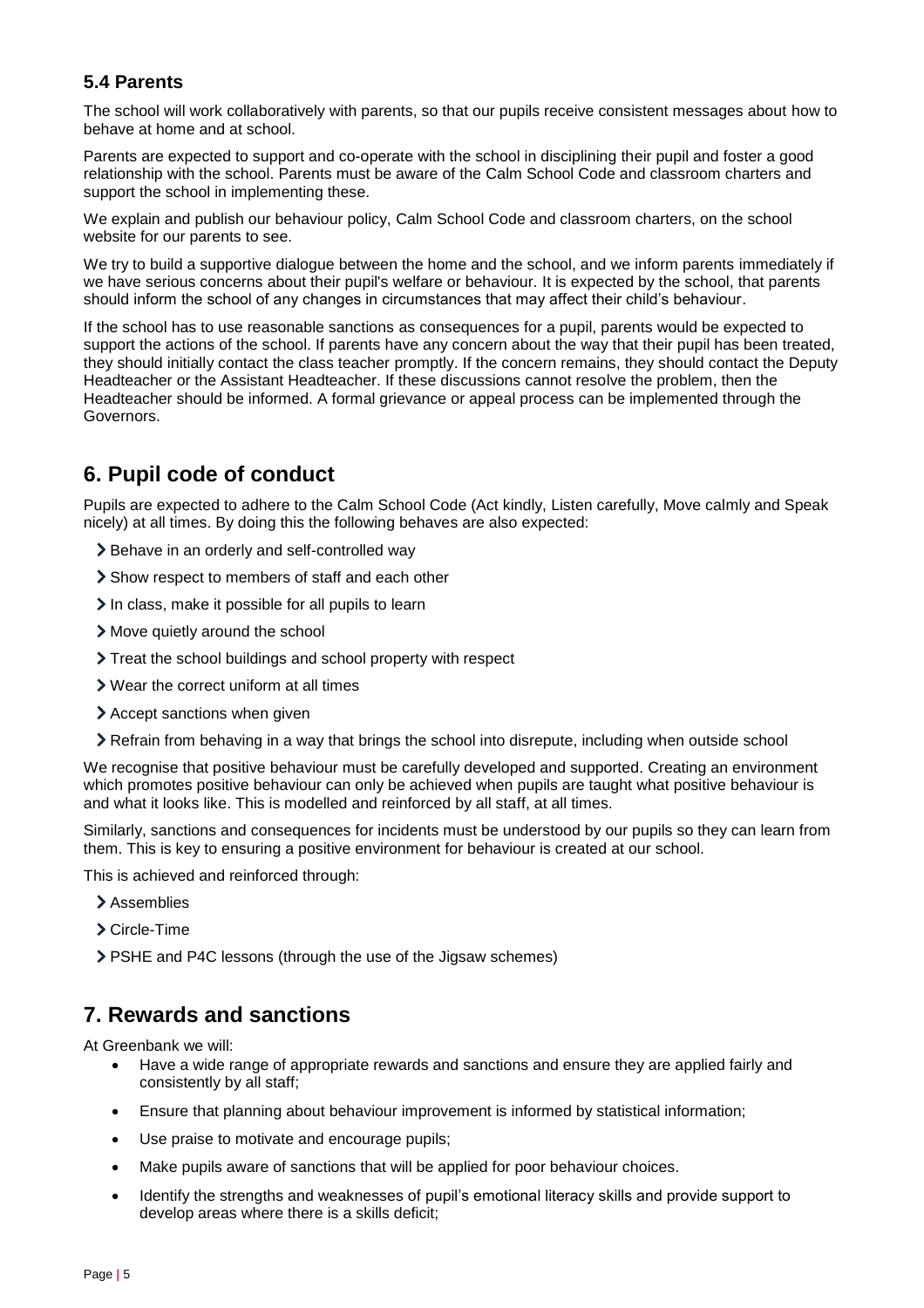### 5.4 Parents

The school will work collaboratively with parents, so that our pupils receive consistent messages about how to behave at home and at school.

Parents are expected to support and co-operate with the school in disciplining their pupil and foster a good relationship with the school. Parents must be aware of the Calm School Code and classroom charters and support the school in implementing these.

We explain and publish our behaviour policy, Calm School Code and classroom charters, on the school website for our parents to see.

We try to build a supportive dialogue between the home and the school, and we inform parents immediately if we have serious concerns about their pupil's welfare or behaviour. It is expected by the school, that parents should inform the school of any changes in circumstances that may affect their child's behaviour.

If the school has to use reasonable sanctions as consequences for a pupil, parents would be expected to support the actions of the school. If parents have any concern about the way that their pupil has been treated, they should initially contact the class teacher promptly. If the concern remains, they should contact the Deputy Headteacher or the Assistant Headteacher. If these discussions cannot resolve the problem, then the Headteacher should be informed. A formal grievance or appeal process can be implemented through the Governors.

## 6. Pupil code of conduct

Pupils are expected to adhere to the Calm School Code (Act kindly, Listen carefully, Move calmly and Speak nicely) at all times. By doing this the following behaves are also expected:

- Behave in an orderly and self-controlled way
- Show respect to members of staff and each other
- In class, make it possible for all pupils to learn
- Move quietly around the school
- Treat the school buildings and school property with respect
- Wear the correct uniform at all times
- Accept sanctions when given
- Refrain from behaving in a way that brings the school into disrepute, including when outside school

We recognise that positive behaviour must be carefully developed and supported. Creating an environment which promotes positive behaviour can only be achieved when pupils are taught what positive behaviour is and what it looks like. This is modelled and reinforced by all staff, at all times.

Similarly, sanctions and consequences for incidents must be understood by our pupils so they can learn from them. This is key to ensuring a positive environment for behaviour is created at our school.

This is achieved and reinforced through:

- Assemblies
- Circle-Time
- PSHE and P4C lessons (through the use of the Jigsaw schemes)

## 7. Rewards and sanctions

At Greenbank we will:

- Have a wide range of appropriate rewards and sanctions and ensure they are applied fairly and consistently by all staff;
- Ensure that planning about behaviour improvement is informed by statistical information;
- Use praise to motivate and encourage pupils;
- Make pupils aware of sanctions that will be applied for poor behaviour choices.
- Identify the strengths and weaknesses of pupil's emotional literacy skills and provide support to develop areas where there is a skills deficit;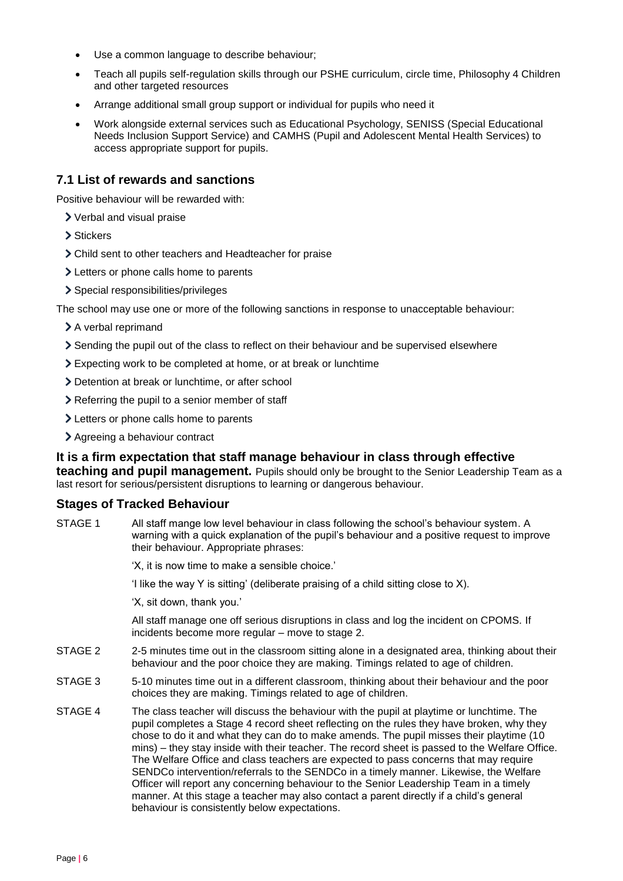- Use a common language to describe behaviour;
- Teach all pupils self-regulation skills through our PSHE curriculum, circle time, Philosophy 4 Children and other targeted resources
- Arrange additional small group support or individual for pupils who need it
- Work alongside external services such as Educational Psychology, SENISS (Special Educational Needs Inclusion Support Service) and CAMHS (Pupil and Adolescent Mental Health Services) to access appropriate support for pupils.

### 7.1 List of rewards and sanctions

Positive behaviour will be rewarded with:

- Verbal and visual praise
- Stickers
- Child sent to other teachers and Headteacher for praise
- Letters or phone calls home to parents
- Special responsibilities/privileges

The school may use one or more of the following sanctions in response to unacceptable behaviour:

- A verbal reprimand
- Sending the pupil out of the class to reflect on their behaviour and be supervised elsewhere
- Expecting work to be completed at home, or at break or lunchtime
- Detention at break or lunchtime, or after school
- Referring the pupil to a senior member of staff
- Letters or phone calls home to parents
- Agreeing a behaviour contract

**It is a firm expectation that staff manage behaviour in class through effective teaching and pupil management.** Pupils should only be brought to the Senior Leadership Team as a last resort for serious/persistent disruptions to learning or dangerous behaviour.

### Stages of Tracked Behaviour

STAGE 1 — All staff mange low level behaviour in class following the school's behaviour system. A warning with a quick explanation of the pupil's behaviour and a positive request to improve their behaviour. Appropriate phrases:

'X, it is now time to make a sensible choice.'

'I like the way Y is sitting' (deliberate praising of a child sitting close to X).

'X, sit down, thank you.'

All staff manage one off serious disruptions in class and log the incident on CPOMS. If incidents become more regular – move to stage 2.

STAGE 2 — 2-5 minutes time out in the classroom sitting alone in a designated area, thinking about their behaviour and the poor choice they are making. Timings related to age of children.

STAGE 3 — 5-10 minutes time out in a different classroom, thinking about their behaviour and the poor choices they are making. Timings related to age of children.

STAGE 4 — The class teacher will discuss the behaviour with the pupil at playtime or lunchtime. The pupil completes a Stage 4 record sheet reflecting on the rules they have broken, why they chose to do it and what they can do to make amends. The pupil misses their playtime (10 mins) – they stay inside with their teacher. The record sheet is passed to the Welfare Office. The Welfare Office and class teachers are expected to pass concerns that may require SENDCo intervention/referrals to the SENDCo in a timely manner. Likewise, the Welfare Officer will report any concerning behaviour to the Senior Leadership Team in a timely manner. At this stage a teacher may also contact a parent directly if a child's general behaviour is consistently below expectations.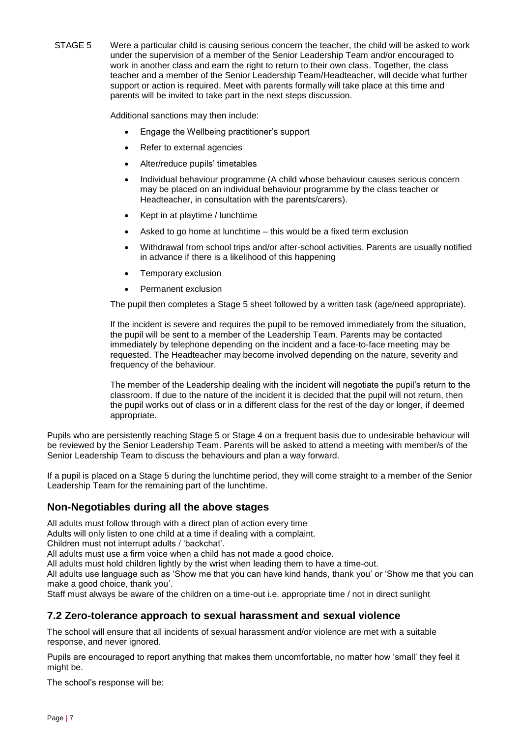STAGE 5 Were a particular child is causing serious concern the teacher, the child will be asked to work under the supervision of a member of the Senior Leadership Team and/or encouraged to work in another class and earn the right to return to their own class. Together, the class teacher and a member of the Senior Leadership Team/Headteacher, will decide what further support or action is required. Meet with parents formally will take place at this time and parents will be invited to take part in the next steps discussion.

Additional sanctions may then include:

- Engage the Wellbeing practitioner's support
- Refer to external agencies
- Alter/reduce pupils' timetables
- Individual behaviour programme (A child whose behaviour causes serious concern may be placed on an individual behaviour programme by the class teacher or Headteacher, in consultation with the parents/carers).
- Kept in at playtime / lunchtime
- Asked to go home at lunchtime – this would be a fixed term exclusion
- Withdrawal from school trips and/or after-school activities. Parents are usually notified in advance if there is a likelihood of this happening
- Temporary exclusion
- Permanent exclusion

The pupil then completes a Stage 5 sheet followed by a written task (age/need appropriate).

If the incident is severe and requires the pupil to be removed immediately from the situation, the pupil will be sent to a member of the Leadership Team. Parents may be contacted immediately by telephone depending on the incident and a face-to-face meeting may be requested. The Headteacher may become involved depending on the nature, severity and frequency of the behaviour.

The member of the Leadership dealing with the incident will negotiate the pupil's return to the classroom. If due to the nature of the incident it is decided that the pupil will not return, then the pupil works out of class or in a different class for the rest of the day or longer, if deemed appropriate.

Pupils who are persistently reaching Stage 5 or Stage 4 on a frequent basis due to undesirable behaviour will be reviewed by the Senior Leadership Team. Parents will be asked to attend a meeting with member/s of the Senior Leadership Team to discuss the behaviours and plan a way forward.

If a pupil is placed on a Stage 5 during the lunchtime period, they will come straight to a member of the Senior Leadership Team for the remaining part of the lunchtime.

## Non-Negotiables during all the above stages

All adults must follow through with a direct plan of action every time
Adults will only listen to one child at a time if dealing with a complaint.
Children must not interrupt adults / 'backchat'.
All adults must use a firm voice when a child has not made a good choice.
All adults must hold children lightly by the wrist when leading them to have a time-out.
All adults use language such as 'Show me that you can have kind hands, thank you' or 'Show me that you can make a good choice, thank you'.
Staff must always be aware of the children on a time-out i.e. appropriate time / not in direct sunlight

## 7.2 Zero-tolerance approach to sexual harassment and sexual violence

The school will ensure that all incidents of sexual harassment and/or violence are met with a suitable response, and never ignored.

Pupils are encouraged to report anything that makes them uncomfortable, no matter how 'small' they feel it might be.

The school's response will be: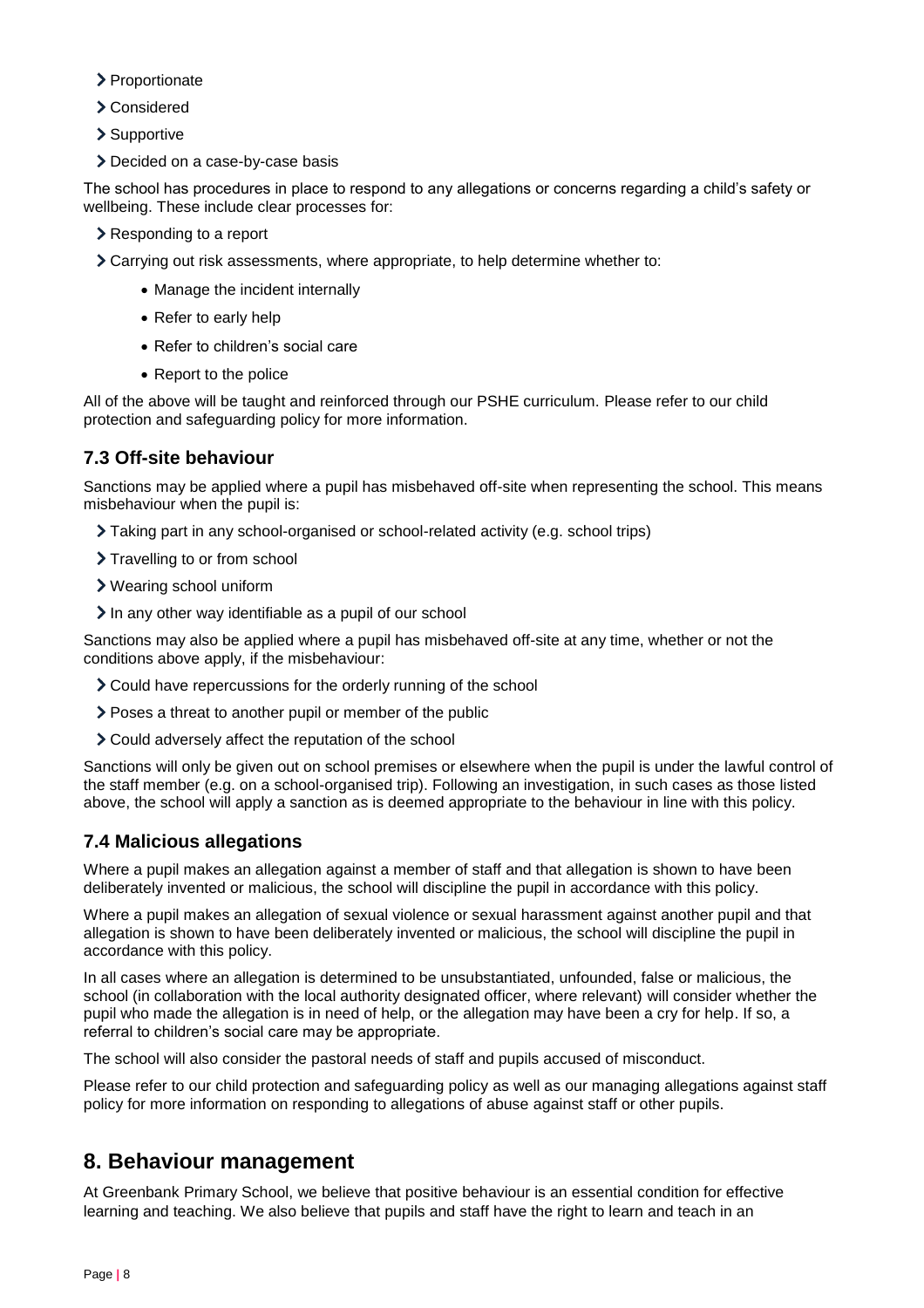- Proportionate
- Considered
- Supportive
- Decided on a case-by-case basis

The school has procedures in place to respond to any allegations or concerns regarding a child's safety or wellbeing. These include clear processes for:

- Responding to a report
- Carrying out risk assessments, where appropriate, to help determine whether to:
    - Manage the incident internally
    - Refer to early help
    - Refer to children's social care
    - Report to the police

All of the above will be taught and reinforced through our PSHE curriculum. Please refer to our child protection and safeguarding policy for more information.

### 7.3 Off-site behaviour

Sanctions may be applied where a pupil has misbehaved off-site when representing the school. This means misbehaviour when the pupil is:

- Taking part in any school-organised or school-related activity (e.g. school trips)
- Travelling to or from school
- Wearing school uniform
- In any other way identifiable as a pupil of our school

Sanctions may also be applied where a pupil has misbehaved off-site at any time, whether or not the conditions above apply, if the misbehaviour:

- Could have repercussions for the orderly running of the school
- Poses a threat to another pupil or member of the public
- Could adversely affect the reputation of the school

Sanctions will only be given out on school premises or elsewhere when the pupil is under the lawful control of the staff member (e.g. on a school-organised trip). Following an investigation, in such cases as those listed above, the school will apply a sanction as is deemed appropriate to the behaviour in line with this policy.

### 7.4 Malicious allegations

Where a pupil makes an allegation against a member of staff and that allegation is shown to have been deliberately invented or malicious, the school will discipline the pupil in accordance with this policy.

Where a pupil makes an allegation of sexual violence or sexual harassment against another pupil and that allegation is shown to have been deliberately invented or malicious, the school will discipline the pupil in accordance with this policy.

In all cases where an allegation is determined to be unsubstantiated, unfounded, false or malicious, the school (in collaboration with the local authority designated officer, where relevant) will consider whether the pupil who made the allegation is in need of help, or the allegation may have been a cry for help. If so, a referral to children's social care may be appropriate.

The school will also consider the pastoral needs of staff and pupils accused of misconduct.

Please refer to our child protection and safeguarding policy as well as our managing allegations against staff policy for more information on responding to allegations of abuse against staff or other pupils.

## 8. Behaviour management

At Greenbank Primary School, we believe that positive behaviour is an essential condition for effective learning and teaching. We also believe that pupils and staff have the right to learn and teach in an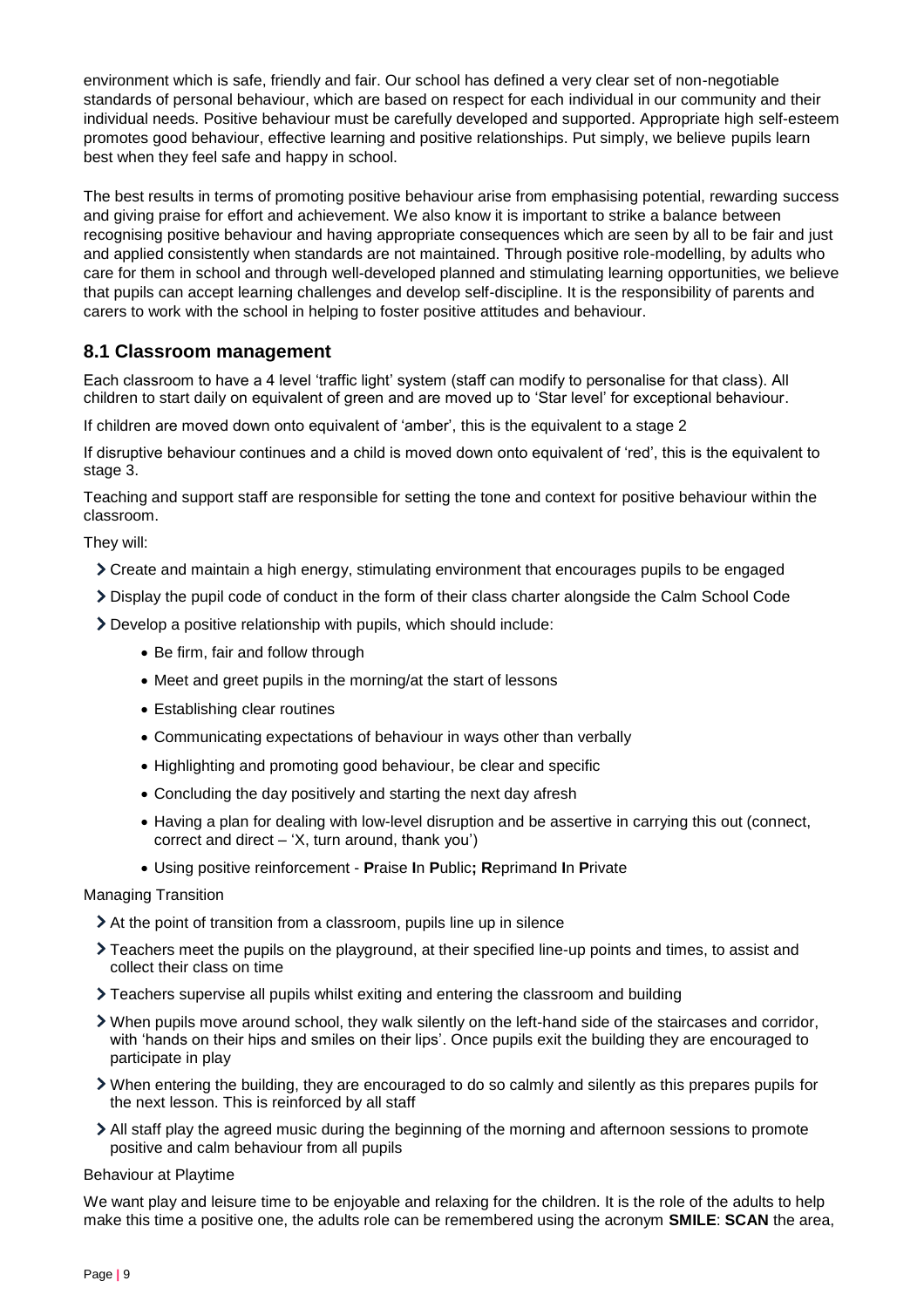environment which is safe, friendly and fair. Our school has defined a very clear set of non-negotiable standards of personal behaviour, which are based on respect for each individual in our community and their individual needs. Positive behaviour must be carefully developed and supported. Appropriate high self-esteem promotes good behaviour, effective learning and positive relationships. Put simply, we believe pupils learn best when they feel safe and happy in school.

The best results in terms of promoting positive behaviour arise from emphasising potential, rewarding success and giving praise for effort and achievement. We also know it is important to strike a balance between recognising positive behaviour and having appropriate consequences which are seen by all to be fair and just and applied consistently when standards are not maintained. Through positive role-modelling, by adults who care for them in school and through well-developed planned and stimulating learning opportunities, we believe that pupils can accept learning challenges and develop self-discipline. It is the responsibility of parents and carers to work with the school in helping to foster positive attitudes and behaviour.

## 8.1 Classroom management

Each classroom to have a 4 level 'traffic light' system (staff can modify to personalise for that class). All children to start daily on equivalent of green and are moved up to 'Star level' for exceptional behaviour.

If children are moved down onto equivalent of 'amber', this is the equivalent to a stage 2

If disruptive behaviour continues and a child is moved down onto equivalent of 'red', this is the equivalent to stage 3.

Teaching and support staff are responsible for setting the tone and context for positive behaviour within the classroom.

They will:

- Create and maintain a high energy, stimulating environment that encourages pupils to be engaged
- Display the pupil code of conduct in the form of their class charter alongside the Calm School Code
- Develop a positive relationship with pupils, which should include:
    - Be firm, fair and follow through
    - Meet and greet pupils in the morning/at the start of lessons
    - Establishing clear routines
    - Communicating expectations of behaviour in ways other than verbally
    - Highlighting and promoting good behaviour, be clear and specific
    - Concluding the day positively and starting the next day afresh
    - Having a plan for dealing with low-level disruption and be assertive in carrying this out (connect, correct and direct – 'X, turn around, thank you')
    - Using positive reinforcement - **P**raise **I**n **P**ublic**; R**eprimand **I**n **P**rivate

Managing Transition

- At the point of transition from a classroom, pupils line up in silence
- Teachers meet the pupils on the playground, at their specified line-up points and times, to assist and collect their class on time
- Teachers supervise all pupils whilst exiting and entering the classroom and building
- When pupils move around school, they walk silently on the left-hand side of the staircases and corridor, with 'hands on their hips and smiles on their lips'. Once pupils exit the building they are encouraged to participate in play
- When entering the building, they are encouraged to do so calmly and silently as this prepares pupils for the next lesson. This is reinforced by all staff
- All staff play the agreed music during the beginning of the morning and afternoon sessions to promote positive and calm behaviour from all pupils

Behaviour at Playtime

We want play and leisure time to be enjoyable and relaxing for the children. It is the role of the adults to help make this time a positive one, the adults role can be remembered using the acronym **SMILE**: **SCAN** the area,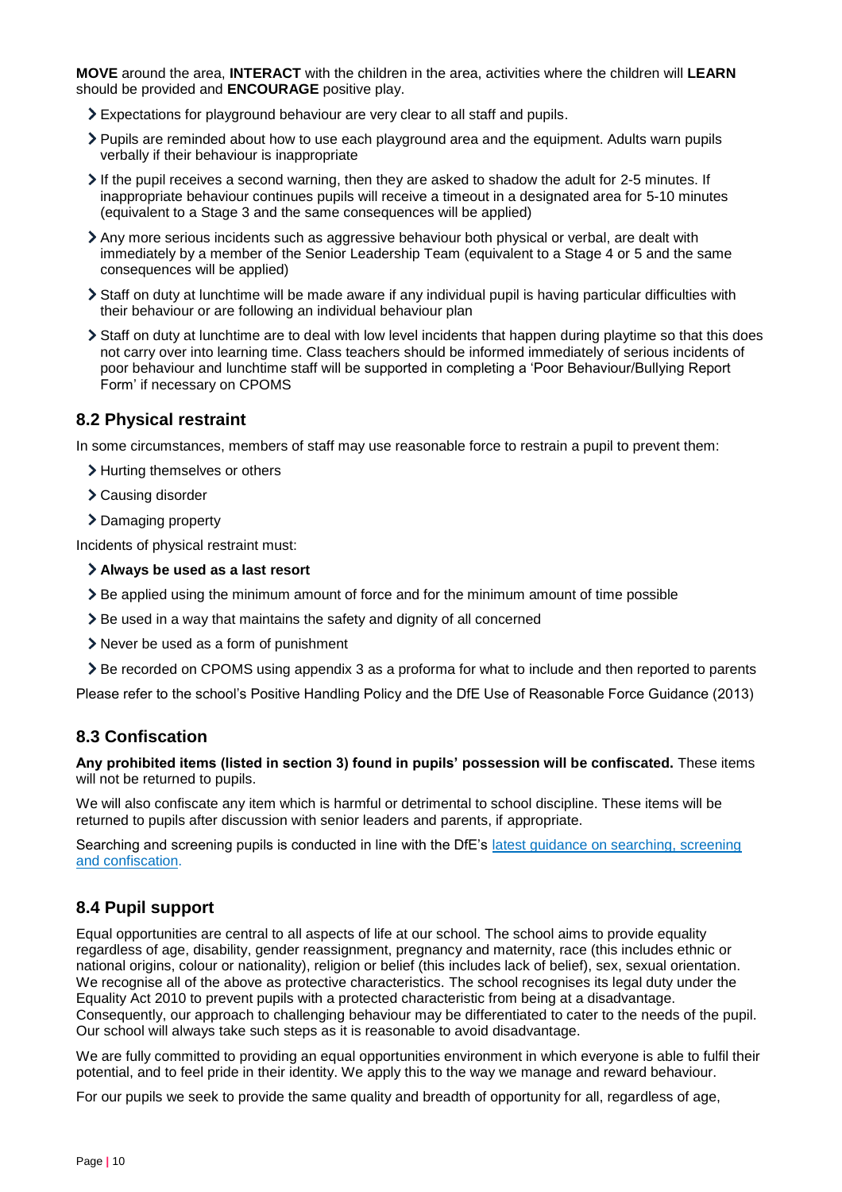**MOVE** around the area, **INTERACT** with the children in the area, activities where the children will **LEARN** should be provided and **ENCOURAGE** positive play.

- Expectations for playground behaviour are very clear to all staff and pupils.
- Pupils are reminded about how to use each playground area and the equipment. Adults warn pupils verbally if their behaviour is inappropriate
- If the pupil receives a second warning, then they are asked to shadow the adult for 2-5 minutes. If inappropriate behaviour continues pupils will receive a timeout in a designated area for 5-10 minutes (equivalent to a Stage 3 and the same consequences will be applied)
- Any more serious incidents such as aggressive behaviour both physical or verbal, are dealt with immediately by a member of the Senior Leadership Team (equivalent to a Stage 4 or 5 and the same consequences will be applied)
- Staff on duty at lunchtime will be made aware if any individual pupil is having particular difficulties with their behaviour or are following an individual behaviour plan
- Staff on duty at lunchtime are to deal with low level incidents that happen during playtime so that this does not carry over into learning time. Class teachers should be informed immediately of serious incidents of poor behaviour and lunchtime staff will be supported in completing a 'Poor Behaviour/Bullying Report Form' if necessary on CPOMS

## 8.2 Physical restraint

In some circumstances, members of staff may use reasonable force to restrain a pupil to prevent them:

- Hurting themselves or others
- Causing disorder
- Damaging property

Incidents of physical restraint must:

- **Always be used as a last resort**
- Be applied using the minimum amount of force and for the minimum amount of time possible
- Be used in a way that maintains the safety and dignity of all concerned
- Never be used as a form of punishment
- Be recorded on CPOMS using appendix 3 as a proforma for what to include and then reported to parents

Please refer to the school's Positive Handling Policy and the DfE Use of Reasonable Force Guidance (2013)

## 8.3 Confiscation

**Any prohibited items (listed in section 3) found in pupils' possession will be confiscated.** These items will not be returned to pupils.

We will also confiscate any item which is harmful or detrimental to school discipline. These items will be returned to pupils after discussion with senior leaders and parents, if appropriate.

Searching and screening pupils is conducted in line with the DfE's latest guidance on searching, screening and confiscation.

## 8.4 Pupil support

Equal opportunities are central to all aspects of life at our school. The school aims to provide equality regardless of age, disability, gender reassignment, pregnancy and maternity, race (this includes ethnic or national origins, colour or nationality), religion or belief (this includes lack of belief), sex, sexual orientation. We recognise all of the above as protective characteristics. The school recognises its legal duty under the Equality Act 2010 to prevent pupils with a protected characteristic from being at a disadvantage. Consequently, our approach to challenging behaviour may be differentiated to cater to the needs of the pupil. Our school will always take such steps as it is reasonable to avoid disadvantage.

We are fully committed to providing an equal opportunities environment in which everyone is able to fulfil their potential, and to feel pride in their identity. We apply this to the way we manage and reward behaviour.

For our pupils we seek to provide the same quality and breadth of opportunity for all, regardless of age,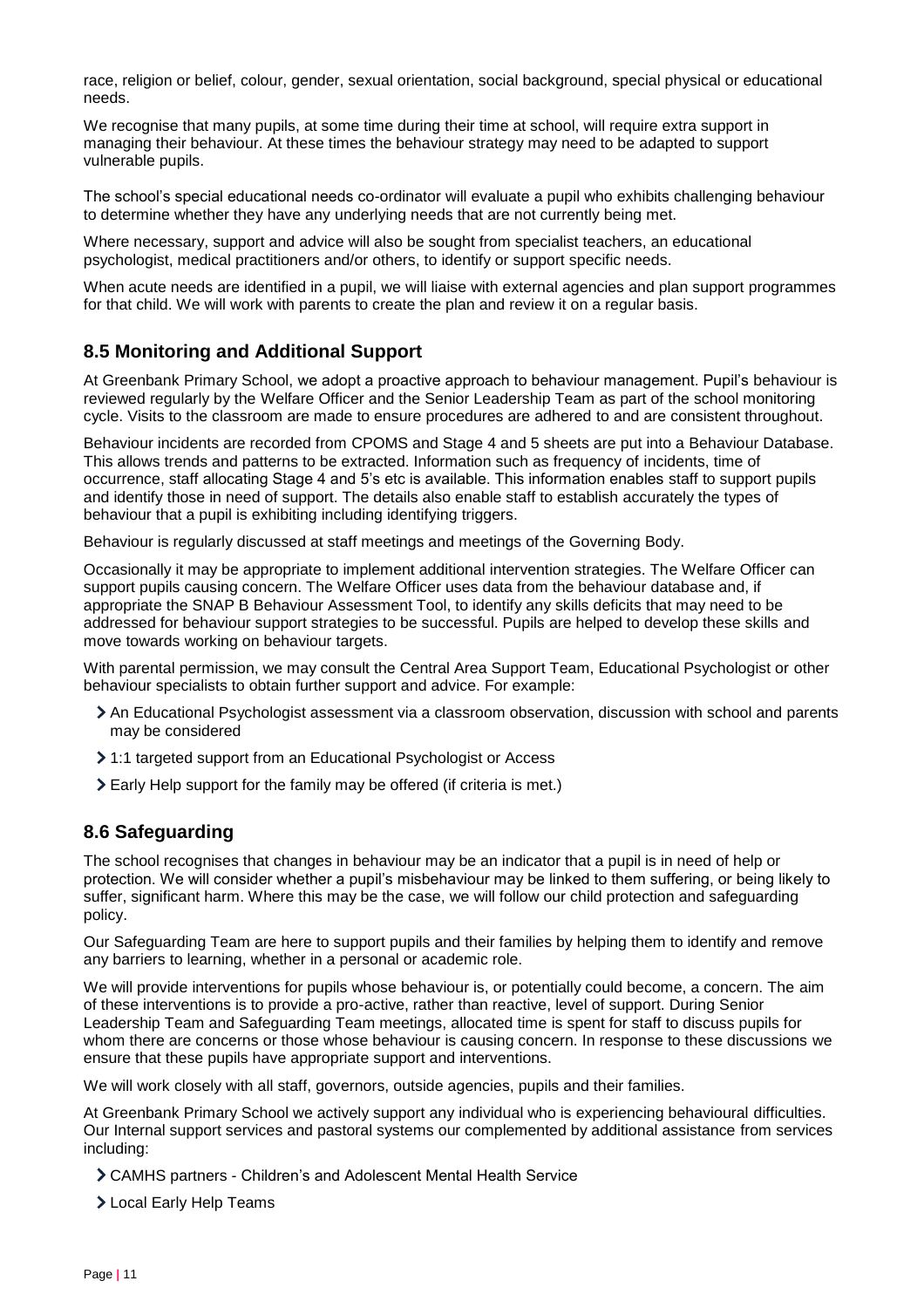race, religion or belief, colour, gender, sexual orientation, social background, special physical or educational needs.

We recognise that many pupils, at some time during their time at school, will require extra support in managing their behaviour. At these times the behaviour strategy may need to be adapted to support vulnerable pupils.

The school's special educational needs co-ordinator will evaluate a pupil who exhibits challenging behaviour to determine whether they have any underlying needs that are not currently being met.

Where necessary, support and advice will also be sought from specialist teachers, an educational psychologist, medical practitioners and/or others, to identify or support specific needs.

When acute needs are identified in a pupil, we will liaise with external agencies and plan support programmes for that child. We will work with parents to create the plan and review it on a regular basis.

## 8.5 Monitoring and Additional Support

At Greenbank Primary School, we adopt a proactive approach to behaviour management. Pupil's behaviour is reviewed regularly by the Welfare Officer and the Senior Leadership Team as part of the school monitoring cycle. Visits to the classroom are made to ensure procedures are adhered to and are consistent throughout.

Behaviour incidents are recorded from CPOMS and Stage 4 and 5 sheets are put into a Behaviour Database. This allows trends and patterns to be extracted. Information such as frequency of incidents, time of occurrence, staff allocating Stage 4 and 5's etc is available. This information enables staff to support pupils and identify those in need of support. The details also enable staff to establish accurately the types of behaviour that a pupil is exhibiting including identifying triggers.

Behaviour is regularly discussed at staff meetings and meetings of the Governing Body.

Occasionally it may be appropriate to implement additional intervention strategies. The Welfare Officer can support pupils causing concern. The Welfare Officer uses data from the behaviour database and, if appropriate the SNAP B Behaviour Assessment Tool, to identify any skills deficits that may need to be addressed for behaviour support strategies to be successful. Pupils are helped to develop these skills and move towards working on behaviour targets.

With parental permission, we may consult the Central Area Support Team, Educational Psychologist or other behaviour specialists to obtain further support and advice. For example:

- An Educational Psychologist assessment via a classroom observation, discussion with school and parents may be considered
- 1:1 targeted support from an Educational Psychologist or Access
- Early Help support for the family may be offered (if criteria is met.)

## 8.6 Safeguarding

The school recognises that changes in behaviour may be an indicator that a pupil is in need of help or protection. We will consider whether a pupil's misbehaviour may be linked to them suffering, or being likely to suffer, significant harm. Where this may be the case, we will follow our child protection and safeguarding policy.

Our Safeguarding Team are here to support pupils and their families by helping them to identify and remove any barriers to learning, whether in a personal or academic role.

We will provide interventions for pupils whose behaviour is, or potentially could become, a concern. The aim of these interventions is to provide a pro-active, rather than reactive, level of support. During Senior Leadership Team and Safeguarding Team meetings, allocated time is spent for staff to discuss pupils for whom there are concerns or those whose behaviour is causing concern. In response to these discussions we ensure that these pupils have appropriate support and interventions.

We will work closely with all staff, governors, outside agencies, pupils and their families.

At Greenbank Primary School we actively support any individual who is experiencing behavioural difficulties. Our Internal support services and pastoral systems our complemented by additional assistance from services including:

- CAMHS partners - Children's and Adolescent Mental Health Service
- Local Early Help Teams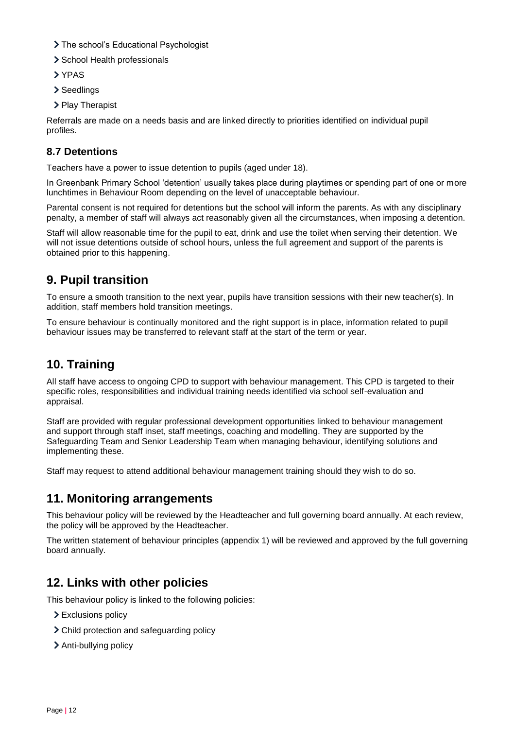- The school's Educational Psychologist
- School Health professionals
- YPAS
- Seedlings
- Play Therapist

Referrals are made on a needs basis and are linked directly to priorities identified on individual pupil profiles.

### 8.7 Detentions

Teachers have a power to issue detention to pupils (aged under 18).

In Greenbank Primary School 'detention' usually takes place during playtimes or spending part of one or more lunchtimes in Behaviour Room depending on the level of unacceptable behaviour.

Parental consent is not required for detentions but the school will inform the parents. As with any disciplinary penalty, a member of staff will always act reasonably given all the circumstances, when imposing a detention.

Staff will allow reasonable time for the pupil to eat, drink and use the toilet when serving their detention. We will not issue detentions outside of school hours, unless the full agreement and support of the parents is obtained prior to this happening.

## 9. Pupil transition

To ensure a smooth transition to the next year, pupils have transition sessions with their new teacher(s). In addition, staff members hold transition meetings.

To ensure behaviour is continually monitored and the right support is in place, information related to pupil behaviour issues may be transferred to relevant staff at the start of the term or year.

## 10. Training

All staff have access to ongoing CPD to support with behaviour management. This CPD is targeted to their specific roles, responsibilities and individual training needs identified via school self-evaluation and appraisal.

Staff are provided with regular professional development opportunities linked to behaviour management and support through staff inset, staff meetings, coaching and modelling. They are supported by the Safeguarding Team and Senior Leadership Team when managing behaviour, identifying solutions and implementing these.

Staff may request to attend additional behaviour management training should they wish to do so.

## 11. Monitoring arrangements

This behaviour policy will be reviewed by the Headteacher and full governing board annually. At each review, the policy will be approved by the Headteacher.

The written statement of behaviour principles (appendix 1) will be reviewed and approved by the full governing board annually.

## 12. Links with other policies

This behaviour policy is linked to the following policies:

- Exclusions policy
- Child protection and safeguarding policy
- Anti-bullying policy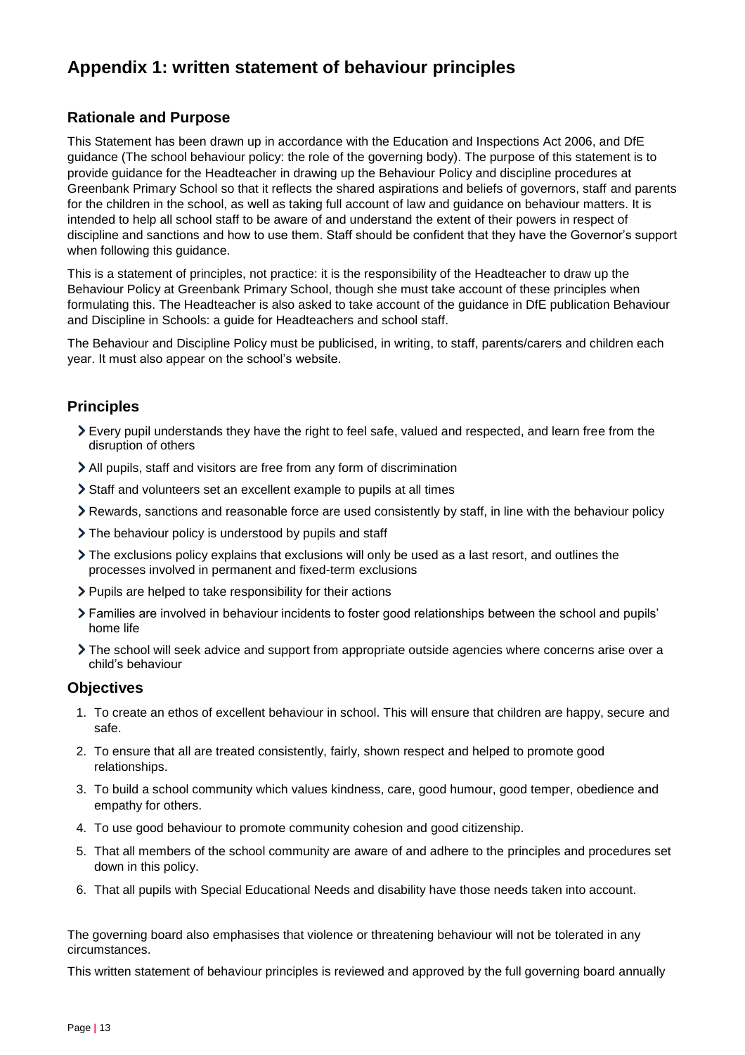# Appendix 1: written statement of behaviour principles

## Rationale and Purpose

This Statement has been drawn up in accordance with the Education and Inspections Act 2006, and DfE guidance (The school behaviour policy: the role of the governing body). The purpose of this statement is to provide guidance for the Headteacher in drawing up the Behaviour Policy and discipline procedures at Greenbank Primary School so that it reflects the shared aspirations and beliefs of governors, staff and parents for the children in the school, as well as taking full account of law and guidance on behaviour matters. It is intended to help all school staff to be aware of and understand the extent of their powers in respect of discipline and sanctions and how to use them. Staff should be confident that they have the Governor's support when following this guidance.

This is a statement of principles, not practice: it is the responsibility of the Headteacher to draw up the Behaviour Policy at Greenbank Primary School, though she must take account of these principles when formulating this. The Headteacher is also asked to take account of the guidance in DfE publication Behaviour and Discipline in Schools: a guide for Headteachers and school staff.

The Behaviour and Discipline Policy must be publicised, in writing, to staff, parents/carers and children each year. It must also appear on the school's website.

## Principles

- Every pupil understands they have the right to feel safe, valued and respected, and learn free from the disruption of others
- All pupils, staff and visitors are free from any form of discrimination
- Staff and volunteers set an excellent example to pupils at all times
- Rewards, sanctions and reasonable force are used consistently by staff, in line with the behaviour policy
- The behaviour policy is understood by pupils and staff
- The exclusions policy explains that exclusions will only be used as a last resort, and outlines the processes involved in permanent and fixed-term exclusions
- Pupils are helped to take responsibility for their actions
- Families are involved in behaviour incidents to foster good relationships between the school and pupils' home life
- The school will seek advice and support from appropriate outside agencies where concerns arise over a child's behaviour

## Objectives

1. To create an ethos of excellent behaviour in school. This will ensure that children are happy, secure and safe.
2. To ensure that all are treated consistently, fairly, shown respect and helped to promote good relationships.
3. To build a school community which values kindness, care, good humour, good temper, obedience and empathy for others.
4. To use good behaviour to promote community cohesion and good citizenship.
5. That all members of the school community are aware of and adhere to the principles and procedures set down in this policy.
6. That all pupils with Special Educational Needs and disability have those needs taken into account.

The governing board also emphasises that violence or threatening behaviour will not be tolerated in any circumstances.

This written statement of behaviour principles is reviewed and approved by the full governing board annually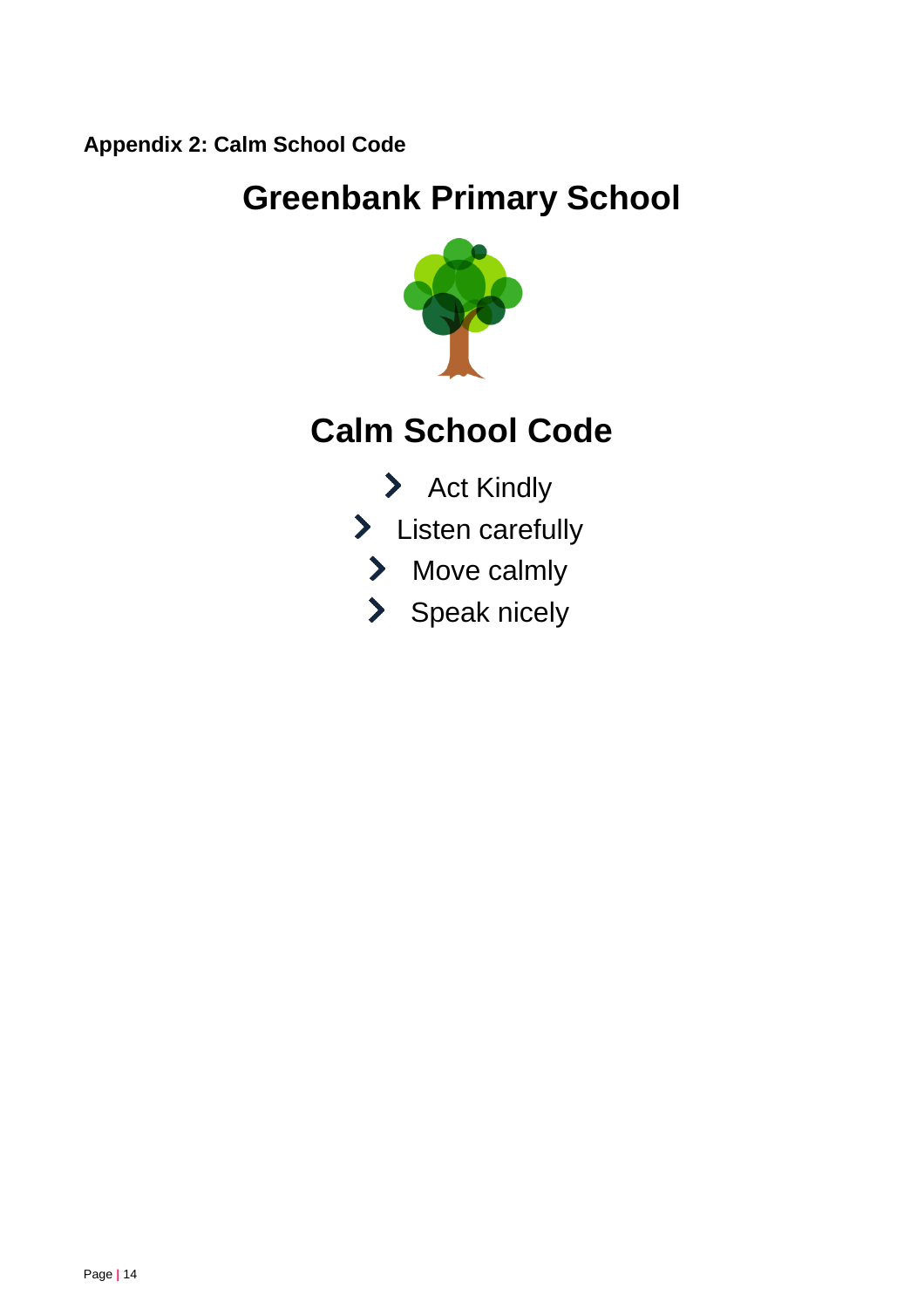**Appendix 2: Calm School Code**

# Greenbank Primary School

## Calm School Code

- Act Kindly
- Listen carefully
- Move calmly
- Speak nicely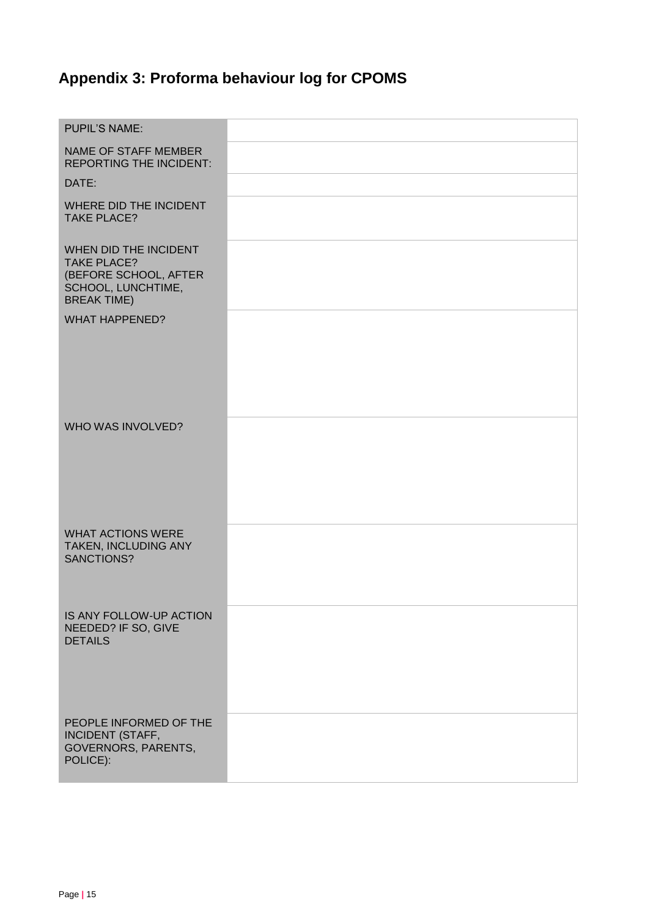## Appendix 3: Proforma behaviour log for CPOMS

| | |
|---|---|
| PUPIL'S NAME: | |
| NAME OF STAFF MEMBER REPORTING THE INCIDENT: | |
| DATE: | |
| WHERE DID THE INCIDENT TAKE PLACE? | |
| WHEN DID THE INCIDENT TAKE PLACE? (BEFORE SCHOOL, AFTER SCHOOL, LUNCHTIME, BREAK TIME) | |
| WHAT HAPPENED? | |
| WHO WAS INVOLVED? | |
| WHAT ACTIONS WERE TAKEN, INCLUDING ANY SANCTIONS? | |
| IS ANY FOLLOW-UP ACTION NEEDED? IF SO, GIVE DETAILS | |
| PEOPLE INFORMED OF THE INCIDENT (STAFF, GOVERNORS, PARENTS, POLICE): | |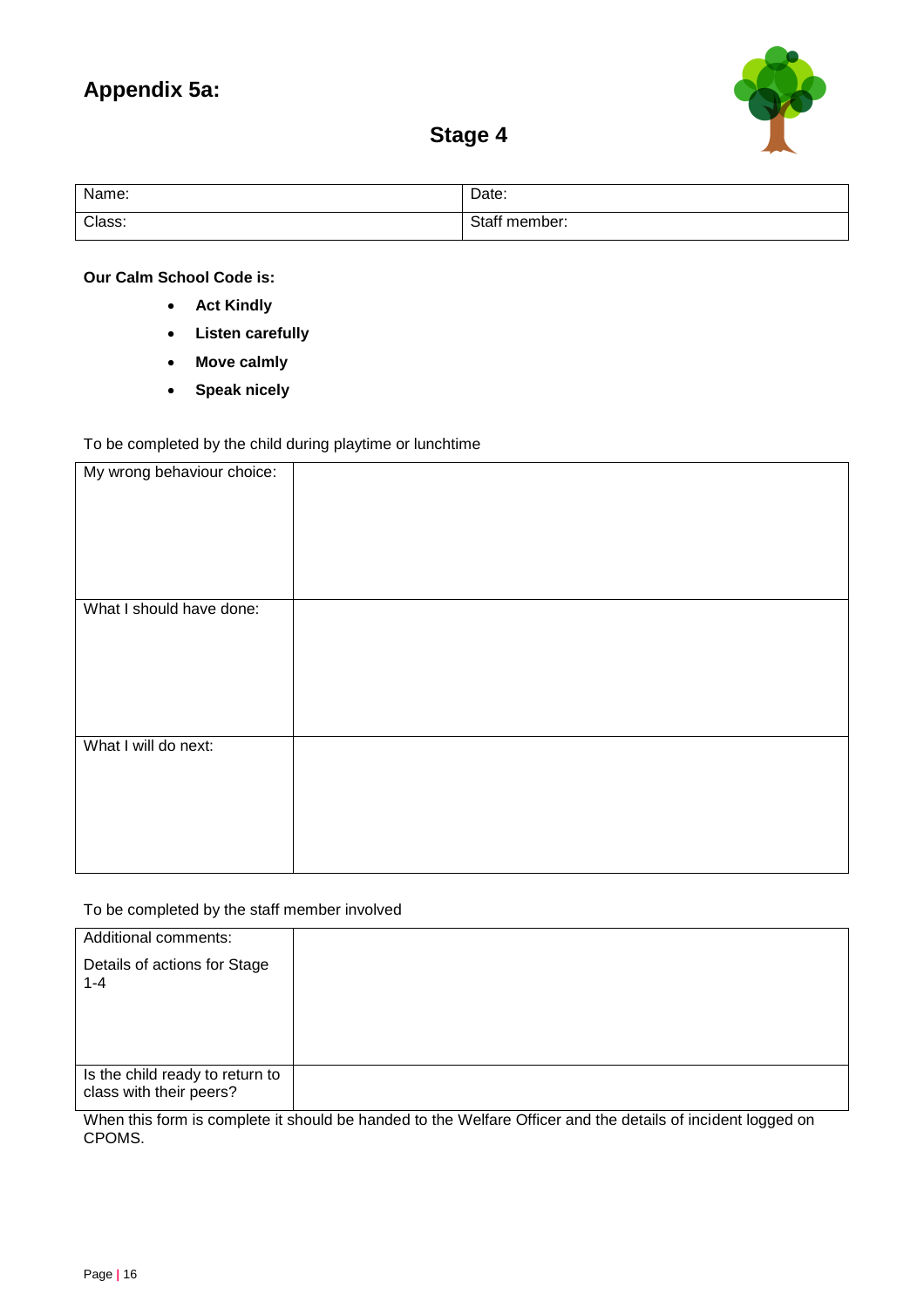# Appendix 5a:

## Stage 4

| Name: | Date: |
| --- | --- |
| Class: | Staff member: |

**Our Calm School Code is:**

- **Act Kindly**
- **Listen carefully**
- **Move calmly**
- **Speak nicely**

To be completed by the child during playtime or lunchtime

| | |
| --- | --- |
| My wrong behaviour choice: | |
| What I should have done: | |
| What I will do next: | |

To be completed by the staff member involved

| | |
| --- | --- |
| Additional comments:<br><br>Details of actions for Stage 1-4 | |
| Is the child ready to return to class with their peers? | |

When this form is complete it should be handed to the Welfare Officer and the details of incident logged on CPOMS.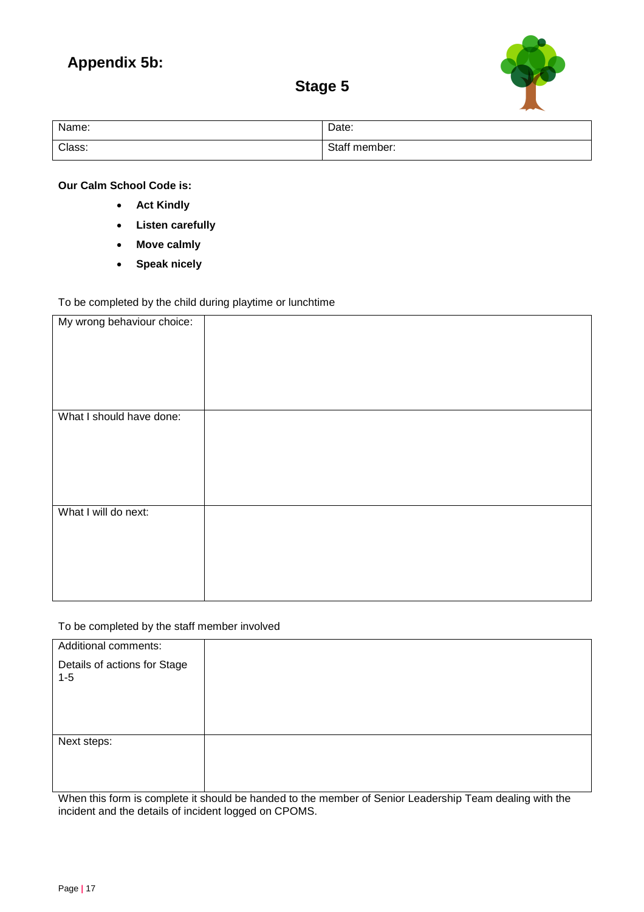## Appendix 5b:

### Stage 5

| | |
|---|---|
| Name: | Date: |
| Class: | Staff member: |

**Our Calm School Code is:**

- **Act Kindly**
- **Listen carefully**
- **Move calmly**
- **Speak nicely**

To be completed by the child during playtime or lunchtime

| | |
|---|---|
| My wrong behaviour choice: | |
| What I should have done: | |
| What I will do next: | |

To be completed by the staff member involved

| | |
|---|---|
| Additional comments:<br>Details of actions for Stage 1-5 | |
| Next steps: | |

When this form is complete it should be handed to the member of Senior Leadership Team dealing with the incident and the details of incident logged on CPOMS.